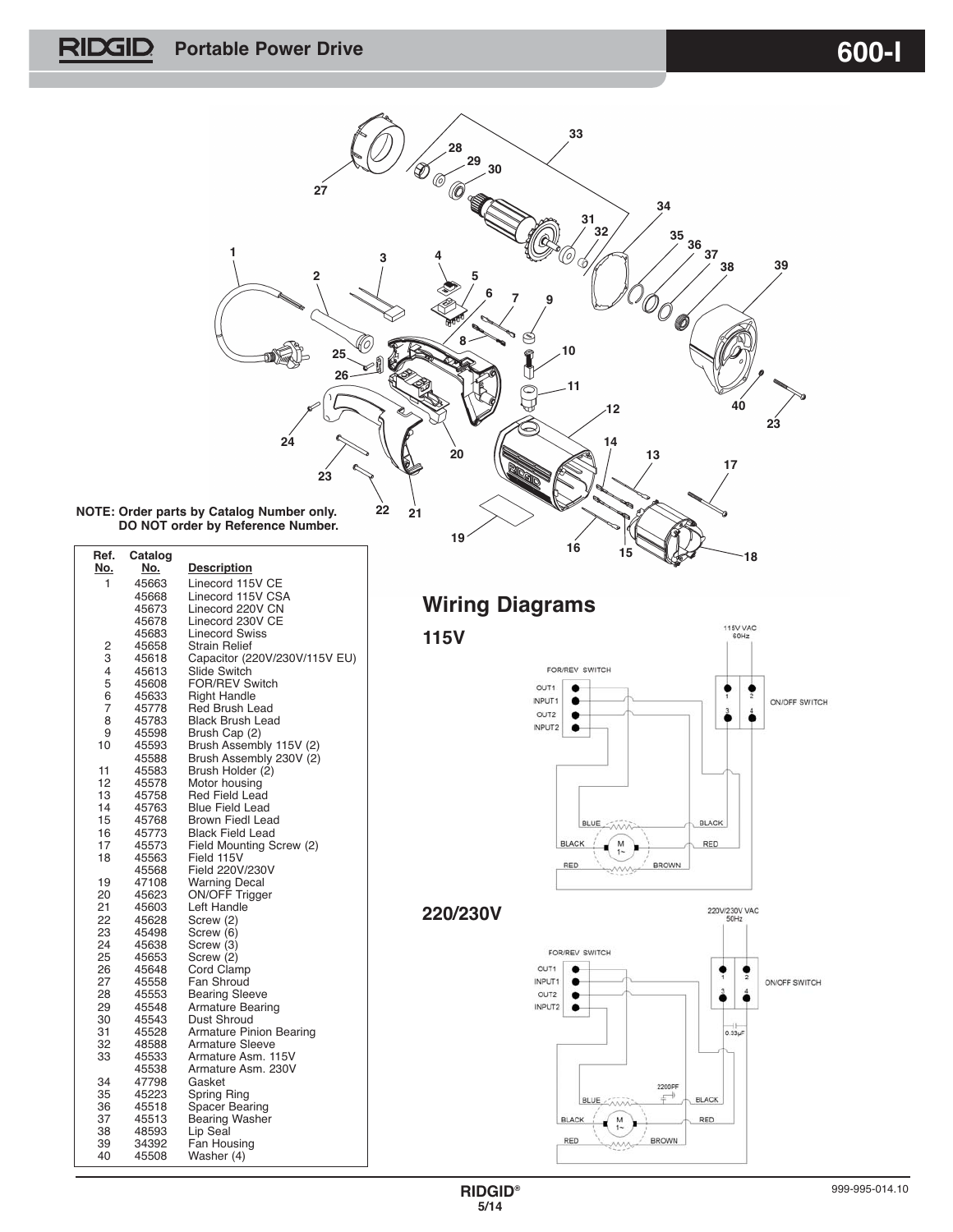# RIDGID Portable Power Drive 600-I

**NOTE: Order parts by Catalog Number only. DO NOT order by Reference Number.**

| Ref. No. | Catalog No. | Description |
|---|---|---|
| 1 | 45663 | Linecord 115V CE |
| | 45668 | Linecord 115V CSA |
| | 45673 | Linecord 220V CN |
| | 45678 | Linecord 230V CE |
| | 45683 | Linecord Swiss |
| 2 | 45658 | Strain Relief |
| 3 | 45618 | Capacitor (220V/230V/115V EU) |
| 4 | 45613 | Slide Switch |
| 5 | 45608 | FOR/REV Switch |
| 6 | 45633 | Right Handle |
| 7 | 45778 | Red Brush Lead |
| 8 | 45783 | Black Brush Lead |
| 9 | 45598 | Brush Cap (2) |
| 10 | 45593 | Brush Assembly 115V (2) |
| | 45588 | Brush Assembly 230V (2) |
| 11 | 45583 | Brush Holder (2) |
| 12 | 45578 | Motor housing |
| 13 | 45758 | Red Field Lead |
| 14 | 45763 | Blue Field Lead |
| 15 | 45768 | Brown Fiedl Lead |
| 16 | 45773 | Black Field Lead |
| 17 | 45573 | Field Mounting Screw (2) |
| 18 | 45563 | Field 115V |
| | 45568 | Field 220V/230V |
| 19 | 47108 | Warning Decal |
| 20 | 45623 | ON/OFF Trigger |
| 21 | 45603 | Left Handle |
| 22 | 45628 | Screw (2) |
| 23 | 45498 | Screw (6) |
| 24 | 45638 | Screw (3) |
| 25 | 45653 | Screw (2) |
| 26 | 45648 | Cord Clamp |
| 27 | 45558 | Fan Shroud |
| 28 | 45553 | Bearing Sleeve |
| 29 | 45548 | Armature Bearing |
| 30 | 45543 | Dust Shroud |
| 31 | 45528 | Armature Pinion Bearing |
| 32 | 48588 | Armature Sleeve |
| 33 | 45533 | Armature Asm. 115V |
| | 45538 | Armature Asm. 230V |
| 34 | 47798 | Gasket |
| 35 | 45223 | Spring Ring |
| 36 | 45518 | Spacer Bearing |
| 37 | 45513 | Bearing Washer |
| 38 | 48593 | Lip Seal |
| 39 | 34392 | Fan Housing |
| 40 | 45508 | Washer (4) |

## Wiring Diagrams

### 115V

115V VAC 60Hz

FOR/REV SWITCH: OUT1, INPUT1, OUT2, INPUT2

ON/OFF SWITCH: 1, 2, 3, 4

BLUE, BLACK, BLACK, RED, RED, BROWN, M 1~

### 220/230V

220V/230V VAC 50Hz

FOR/REV SWITCH: OUT1, INPUT1, OUT2, INPUT2

ON/OFF SWITCH: 1, 2, 3, 4

0.33μF, 2200PF

BLUE, BLACK, BLACK, RED, RED, BROWN, M 1~

RIDGID®

999-995-014.10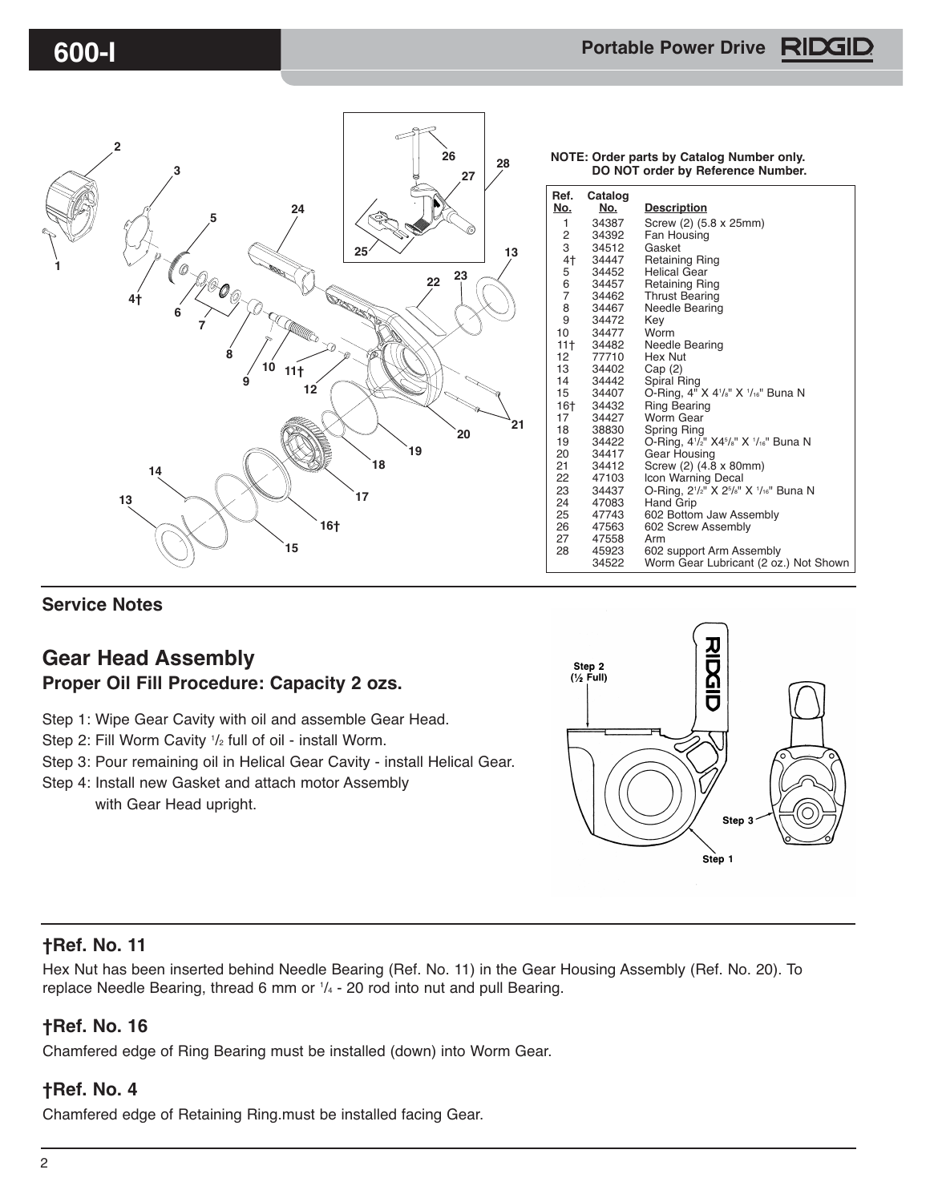**NOTE: Order parts by Catalog Number only.**
**DO NOT order by Reference Number.**

| Ref. No. | Catalog No. | Description |
|---|---|---|
| 1 | 34387 | Screw (2) (5.8 x 25mm) |
| 2 | 34392 | Fan Housing |
| 3 | 34512 | Gasket |
| 4† | 34447 | Retaining Ring |
| 5 | 34452 | Helical Gear |
| 6 | 34457 | Retaining Ring |
| 7 | 34462 | Thrust Bearing |
| 8 | 34467 | Needle Bearing |
| 9 | 34472 | Key |
| 10 | 34477 | Worm |
| 11† | 34482 | Needle Bearing |
| 12 | 77710 | Hex Nut |
| 13 | 34402 | Cap (2) |
| 14 | 34442 | Spiral Ring |
| 15 | 34407 | O-Ring, 4" X 4¹/₈" X ¹/₁₆" Buna N |
| 16† | 34432 | Ring Bearing |
| 17 | 34427 | Worm Gear |
| 18 | 38830 | Spring Ring |
| 19 | 34422 | O-Ring, 4¹/₂" X4⁵/₈" X ¹/₁₆" Buna N |
| 20 | 34417 | Gear Housing |
| 21 | 34412 | Screw (2) (4.8 x 80mm) |
| 22 | 47103 | Icon Warning Decal |
| 23 | 34437 | O-Ring, 2¹/₂" X 2⁵/₈" X ¹/₁₆" Buna N |
| 24 | 47083 | Hand Grip |
| 25 | 47743 | 602 Bottom Jaw Assembly |
| 26 | 47563 | 602 Screw Assembly |
| 27 | 47558 | Arm |
| 28 | 45923 | 602 support Arm Assembly |
| | 34522 | Worm Gear Lubricant (2 oz.) Not Shown |

## Service Notes

## Gear Head Assembly

### Proper Oil Fill Procedure: Capacity 2 ozs.

Step 1: Wipe Gear Cavity with oil and assemble Gear Head.

Step 2: Fill Worm Cavity ¹/₂ full of oil - install Worm.

Step 3: Pour remaining oil in Helical Gear Cavity - install Helical Gear.

Step 4: Install new Gasket and attach motor Assembly with Gear Head upright.

Step 2 (½ Full)

Step 3

Step 1

### †Ref. No. 11

Hex Nut has been inserted behind Needle Bearing (Ref. No. 11) in the Gear Housing Assembly (Ref. No. 20). To replace Needle Bearing, thread 6 mm or ¹/₄ - 20 rod into nut and pull Bearing.

### †Ref. No. 16

Chamfered edge of Ring Bearing must be installed (down) into Worm Gear.

### †Ref. No. 4

Chamfered edge of Retaining Ring.must be installed facing Gear.